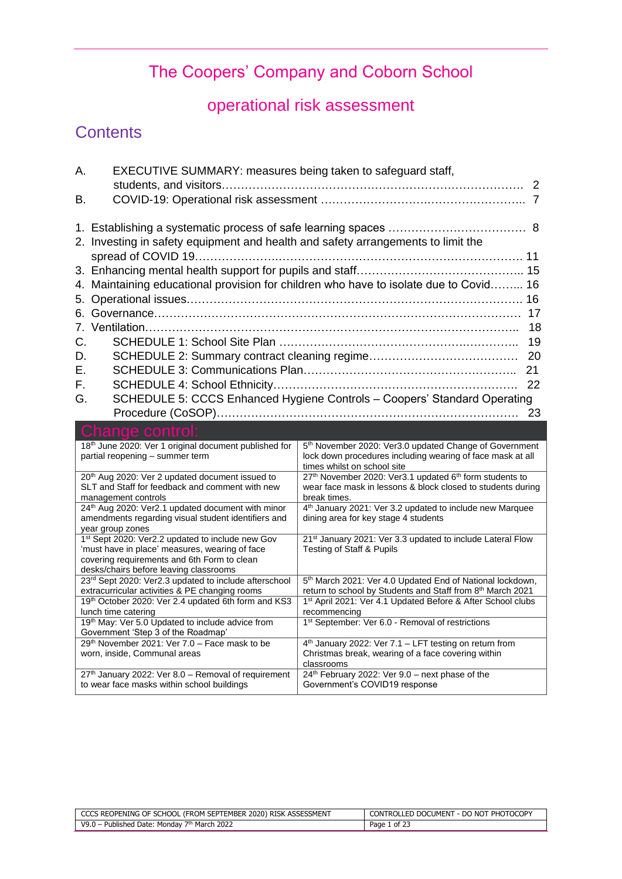# The Coopers' Company and Coborn School

## operational risk assessment

## Contents

A. EXECUTIVE SUMMARY: measures being taken to safeguard staff, students, and visitors………………………………………………………………… 2

B. COVID-19: Operational risk assessment …………………………………………….. 7

1. Establishing a systematic process of safe learning spaces ……………………………… 8
2. Investing in safety equipment and health and safety arrangements to limit the spread of COVID 19………………………………………………………………………… 11
3. Enhancing mental health support for pupils and staff…………………………………….. 15
4. Maintaining educational provision for children who have to isolate due to Covid…….... 16
5. Operational issues……………………………………………………………………………. 16
6. Governance…………………………………………………………………………………… 17
7. Ventilation……………………………………………………………………………………... 18

C. SCHEDULE 1: School Site Plan …………………………………………………….. 19

D. SCHEDULE 2: Summary contract cleaning regime………………………………… 20

E. SCHEDULE 3: Communications Plan……………………………………………….. 21

F. SCHEDULE 4: School Ethnicity……………………………………………………… 22

G. SCHEDULE 5: CCCS Enhanced Hygiene Controls – Coopers' Standard Operating Procedure (CoSOP)……………………………………………………………… 23

## Change control:

| | |
|---|---|
| 18th June 2020: Ver 1 original document published for partial reopening – summer term | 5th November 2020: Ver3.0 updated Change of Government lock down procedures including wearing of face mask at all times whilst on school site |
| 20th Aug 2020: Ver 2 updated document issued to SLT and Staff for feedback and comment with new management controls | 27th November 2020: Ver3.1 updated 6th form students to wear face mask in lessons & block closed to students during break times. |
| 24th Aug 2020: Ver2.1 updated document with minor amendments regarding visual student identifiers and year group zones | 4th January 2021: Ver 3.2 updated to include new Marquee dining area for key stage 4 students |
| 1st Sept 2020: Ver2.2 updated to include new Gov 'must have in place' measures, wearing of face covering requirements and 6th Form to clean desks/chairs before leaving classrooms | 21st January 2021: Ver 3.3 updated to include Lateral Flow Testing of Staff & Pupils |
| 23rd Sept 2020: Ver2.3 updated to include afterschool extracurricular activities & PE changing rooms | 5th March 2021: Ver 4.0 Updated End of National lockdown, return to school by Students and Staff from 8th March 2021 |
| 19th October 2020: Ver 2.4 updated 6th form and KS3 lunch time catering | 1st April 2021: Ver 4.1 Updated Before & After School clubs recommencing |
| 19th May: Ver 5.0 Updated to include advice from Government 'Step 3 of the Roadmap' | 1st September: Ver 6.0 - Removal of restrictions |
| 29th November 2021: Ver 7.0 – Face mask to be worn, inside, Communal areas | 4th January 2022: Ver 7.1 – LFT testing on return from Christmas break, wearing of a face covering within classrooms |
| 27th January 2022: Ver 8.0 – Removal of requirement to wear face masks within school buildings | 24th February 2022: Ver 9.0 – next phase of the Government's COVID19 response |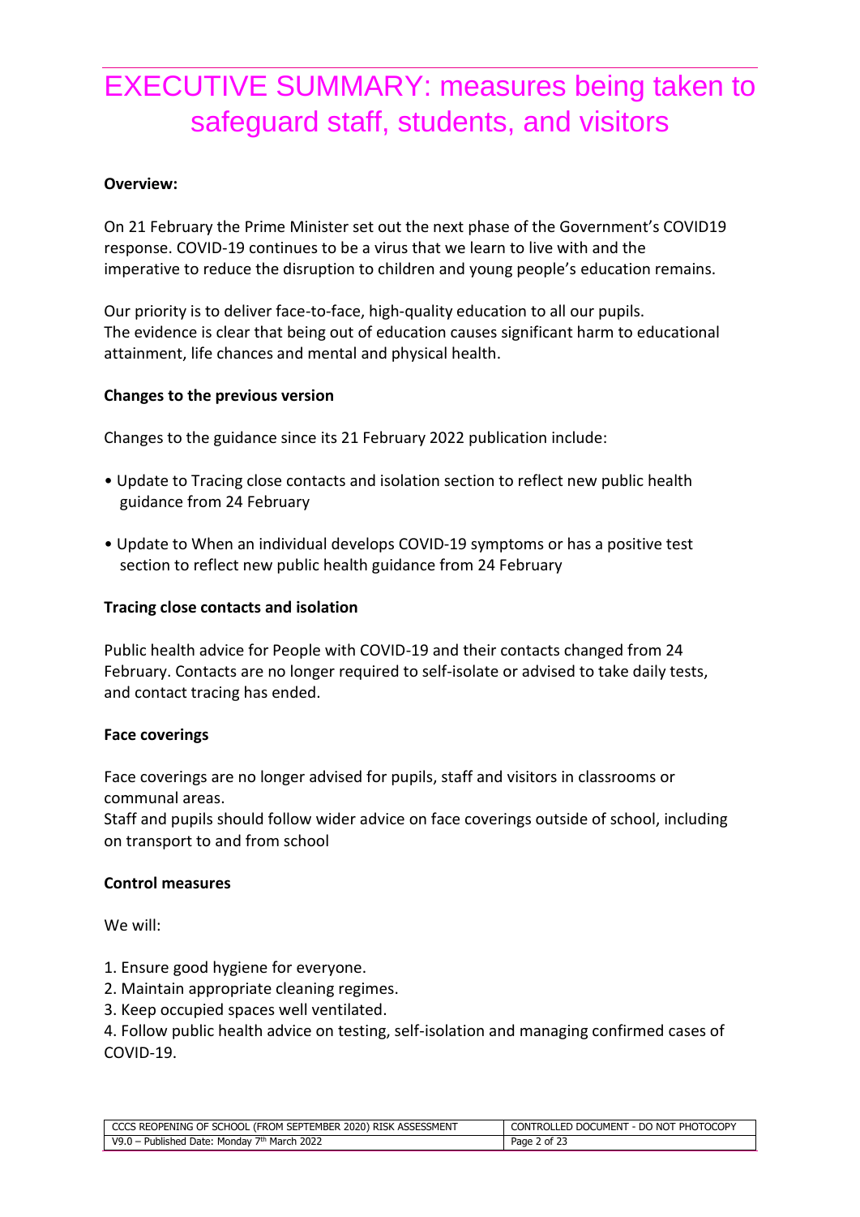# EXECUTIVE SUMMARY: measures being taken to safeguard staff, students, and visitors

**Overview:**

On 21 February the Prime Minister set out the next phase of the Government's COVID19 response. COVID-19 continues to be a virus that we learn to live with and the imperative to reduce the disruption to children and young people's education remains.

Our priority is to deliver face-to-face, high-quality education to all our pupils. The evidence is clear that being out of education causes significant harm to educational attainment, life chances and mental and physical health.

**Changes to the previous version**

Changes to the guidance since its 21 February 2022 publication include:

- Update to Tracing close contacts and isolation section to reflect new public health guidance from 24 February
- Update to When an individual develops COVID-19 symptoms or has a positive test section to reflect new public health guidance from 24 February

**Tracing close contacts and isolation**

Public health advice for People with COVID-19 and their contacts changed from 24 February. Contacts are no longer required to self-isolate or advised to take daily tests, and contact tracing has ended.

**Face coverings**

Face coverings are no longer advised for pupils, staff and visitors in classrooms or communal areas.
Staff and pupils should follow wider advice on face coverings outside of school, including on transport to and from school

**Control measures**

We will:

1. Ensure good hygiene for everyone.
2. Maintain appropriate cleaning regimes.
3. Keep occupied spaces well ventilated.
4. Follow public health advice on testing, self-isolation and managing confirmed cases of COVID-19.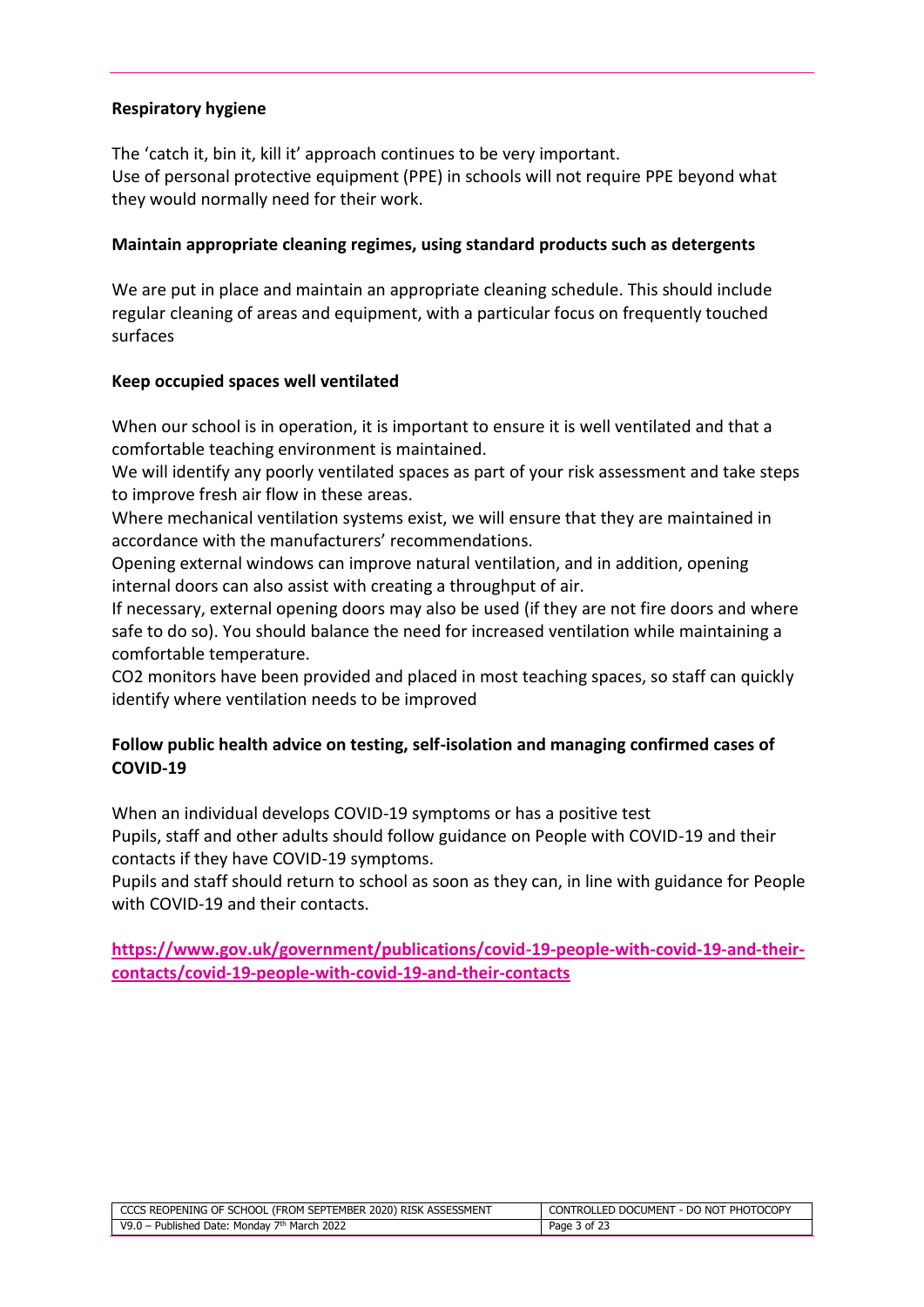**Respiratory hygiene**

The 'catch it, bin it, kill it' approach continues to be very important.
Use of personal protective equipment (PPE) in schools will not require PPE beyond what they would normally need for their work.

**Maintain appropriate cleaning regimes, using standard products such as detergents**

We are put in place and maintain an appropriate cleaning schedule. This should include regular cleaning of areas and equipment, with a particular focus on frequently touched surfaces

**Keep occupied spaces well ventilated**

When our school is in operation, it is important to ensure it is well ventilated and that a comfortable teaching environment is maintained.
We will identify any poorly ventilated spaces as part of your risk assessment and take steps to improve fresh air flow in these areas.
Where mechanical ventilation systems exist, we will ensure that they are maintained in accordance with the manufacturers' recommendations.
Opening external windows can improve natural ventilation, and in addition, opening internal doors can also assist with creating a throughput of air.
If necessary, external opening doors may also be used (if they are not fire doors and where safe to do so). You should balance the need for increased ventilation while maintaining a comfortable temperature.
CO2 monitors have been provided and placed in most teaching spaces, so staff can quickly identify where ventilation needs to be improved

**Follow public health advice on testing, self-isolation and managing confirmed cases of COVID-19**

When an individual develops COVID-19 symptoms or has a positive test
Pupils, staff and other adults should follow guidance on People with COVID-19 and their contacts if they have COVID-19 symptoms.
Pupils and staff should return to school as soon as they can, in line with guidance for People with COVID-19 and their contacts.

**https://www.gov.uk/government/publications/covid-19-people-with-covid-19-and-their-contacts/covid-19-people-with-covid-19-and-their-contacts**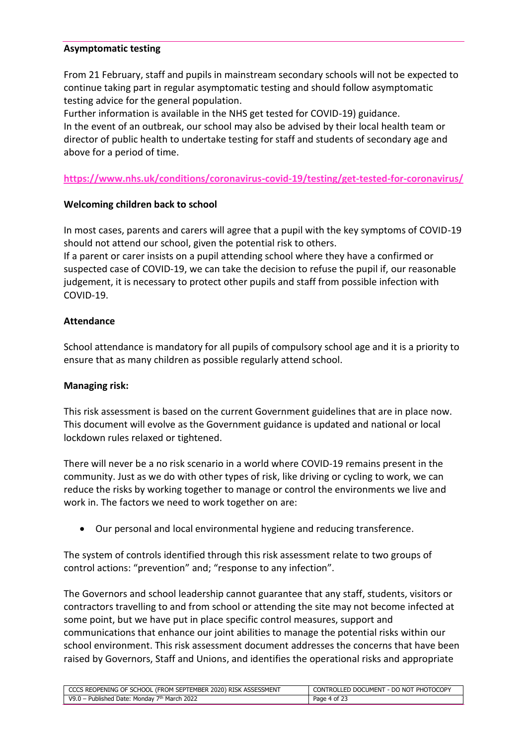**Asymptomatic testing**

From 21 February, staff and pupils in mainstream secondary schools will not be expected to continue taking part in regular asymptomatic testing and should follow asymptomatic testing advice for the general population.
Further information is available in the NHS get tested for COVID-19) guidance.
In the event of an outbreak, our school may also be advised by their local health team or director of public health to undertake testing for staff and students of secondary age and above for a period of time.

**https://www.nhs.uk/conditions/coronavirus-covid-19/testing/get-tested-for-coronavirus/**

**Welcoming children back to school**

In most cases, parents and carers will agree that a pupil with the key symptoms of COVID-19 should not attend our school, given the potential risk to others.
If a parent or carer insists on a pupil attending school where they have a confirmed or suspected case of COVID-19, we can take the decision to refuse the pupil if, our reasonable judgement, it is necessary to protect other pupils and staff from possible infection with COVID-19.

**Attendance**

School attendance is mandatory for all pupils of compulsory school age and it is a priority to ensure that as many children as possible regularly attend school.

**Managing risk:**

This risk assessment is based on the current Government guidelines that are in place now. This document will evolve as the Government guidance is updated and national or local lockdown rules relaxed or tightened.

There will never be a no risk scenario in a world where COVID-19 remains present in the community. Just as we do with other types of risk, like driving or cycling to work, we can reduce the risks by working together to manage or control the environments we live and work in. The factors we need to work together on are:

- Our personal and local environmental hygiene and reducing transference.

The system of controls identified through this risk assessment relate to two groups of control actions: "prevention" and; "response to any infection".

The Governors and school leadership cannot guarantee that any staff, students, visitors or contractors travelling to and from school or attending the site may not become infected at some point, but we have put in place specific control measures, support and communications that enhance our joint abilities to manage the potential risks within our school environment. This risk assessment document addresses the concerns that have been raised by Governors, Staff and Unions, and identifies the operational risks and appropriate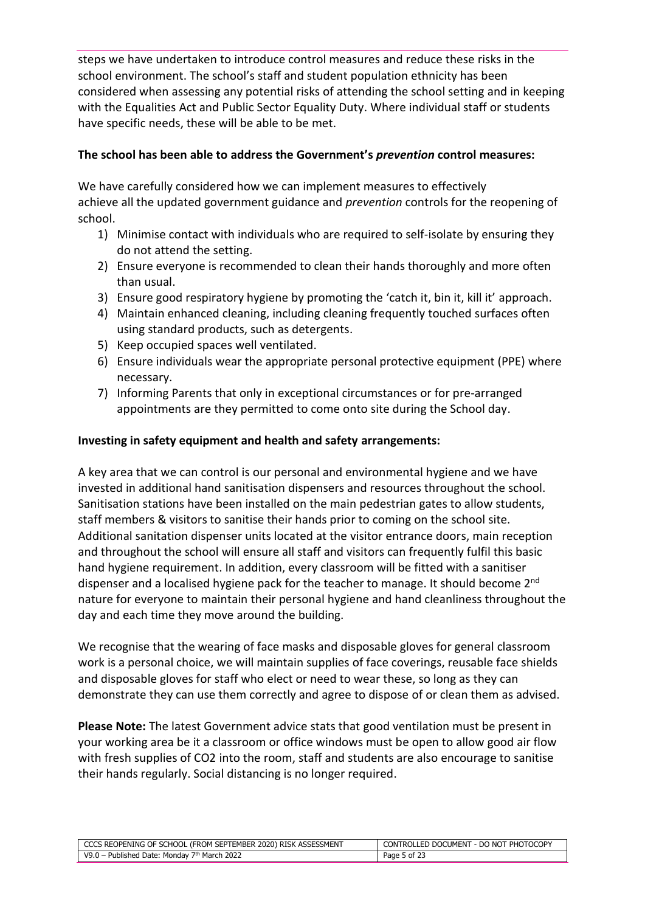steps we have undertaken to introduce control measures and reduce these risks in the school environment. The school's staff and student population ethnicity has been considered when assessing any potential risks of attending the school setting and in keeping with the Equalities Act and Public Sector Equality Duty. Where individual staff or students have specific needs, these will be able to be met.

**The school has been able to address the Government's *prevention* control measures:**

We have carefully considered how we can implement measures to effectively achieve all the updated government guidance and *prevention* controls for the reopening of school.

1) Minimise contact with individuals who are required to self-isolate by ensuring they do not attend the setting.
2) Ensure everyone is recommended to clean their hands thoroughly and more often than usual.
3) Ensure good respiratory hygiene by promoting the 'catch it, bin it, kill it' approach.
4) Maintain enhanced cleaning, including cleaning frequently touched surfaces often using standard products, such as detergents.
5) Keep occupied spaces well ventilated.
6) Ensure individuals wear the appropriate personal protective equipment (PPE) where necessary.
7) Informing Parents that only in exceptional circumstances or for pre-arranged appointments are they permitted to come onto site during the School day.

**Investing in safety equipment and health and safety arrangements:**

A key area that we can control is our personal and environmental hygiene and we have invested in additional hand sanitisation dispensers and resources throughout the school. Sanitisation stations have been installed on the main pedestrian gates to allow students, staff members & visitors to sanitise their hands prior to coming on the school site. Additional sanitation dispenser units located at the visitor entrance doors, main reception and throughout the school will ensure all staff and visitors can frequently fulfil this basic hand hygiene requirement. In addition, every classroom will be fitted with a sanitiser dispenser and a localised hygiene pack for the teacher to manage. It should become 2nd nature for everyone to maintain their personal hygiene and hand cleanliness throughout the day and each time they move around the building.

We recognise that the wearing of face masks and disposable gloves for general classroom work is a personal choice, we will maintain supplies of face coverings, reusable face shields and disposable gloves for staff who elect or need to wear these, so long as they can demonstrate they can use them correctly and agree to dispose of or clean them as advised.

**Please Note:** The latest Government advice stats that good ventilation must be present in your working area be it a classroom or office windows must be open to allow good air flow with fresh supplies of CO2 into the room, staff and students are also encourage to sanitise their hands regularly. Social distancing is no longer required.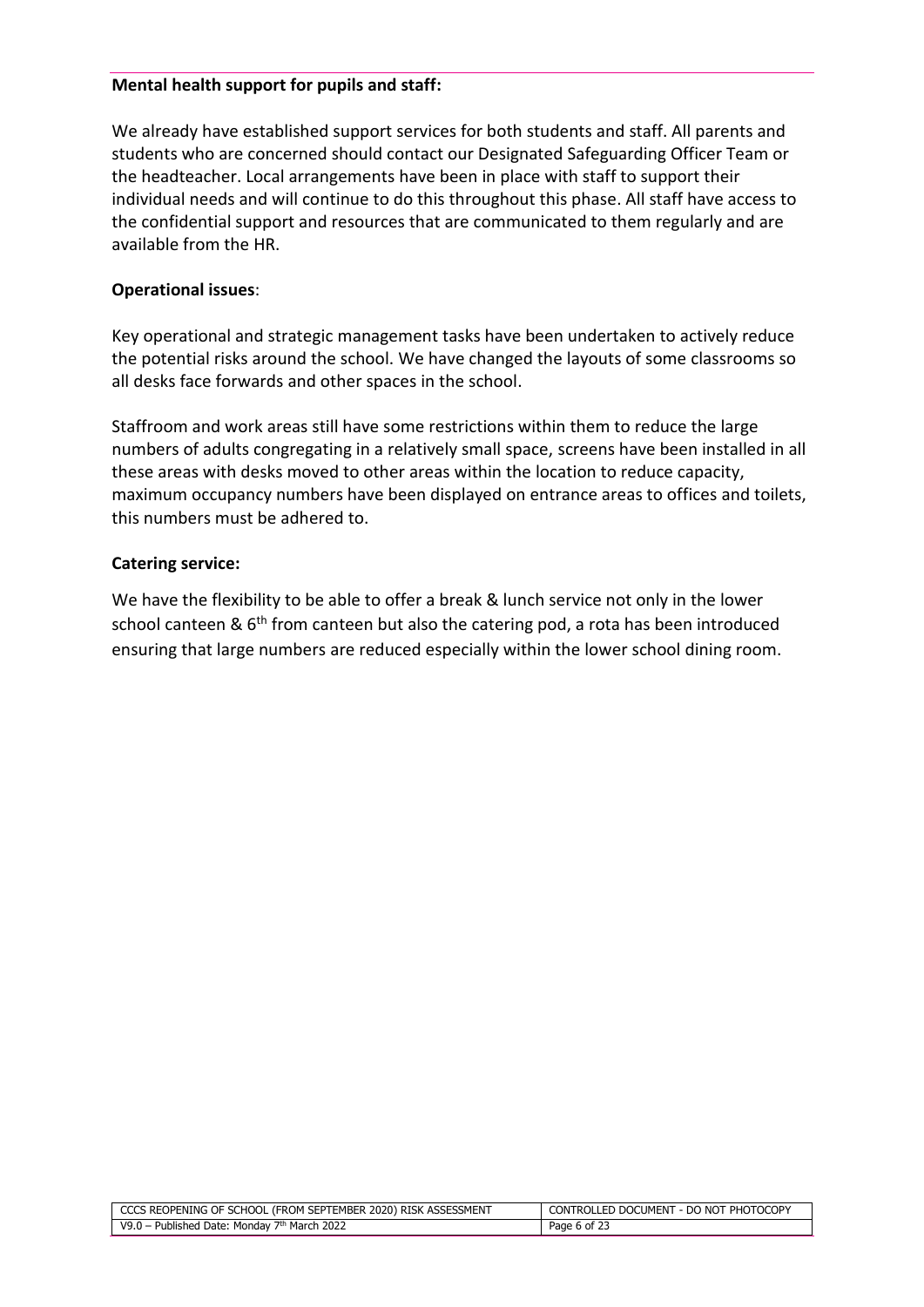**Mental health support for pupils and staff:**

We already have established support services for both students and staff. All parents and students who are concerned should contact our Designated Safeguarding Officer Team or the headteacher. Local arrangements have been in place with staff to support their individual needs and will continue to do this throughout this phase. All staff have access to the confidential support and resources that are communicated to them regularly and are available from the HR.

**Operational issues**:

Key operational and strategic management tasks have been undertaken to actively reduce the potential risks around the school. We have changed the layouts of some classrooms so all desks face forwards and other spaces in the school.

Staffroom and work areas still have some restrictions within them to reduce the large numbers of adults congregating in a relatively small space, screens have been installed in all these areas with desks moved to other areas within the location to reduce capacity, maximum occupancy numbers have been displayed on entrance areas to offices and toilets, this numbers must be adhered to.

**Catering service:**

We have the flexibility to be able to offer a break & lunch service not only in the lower school canteen & 6th from canteen but also the catering pod, a rota has been introduced ensuring that large numbers are reduced especially within the lower school dining room.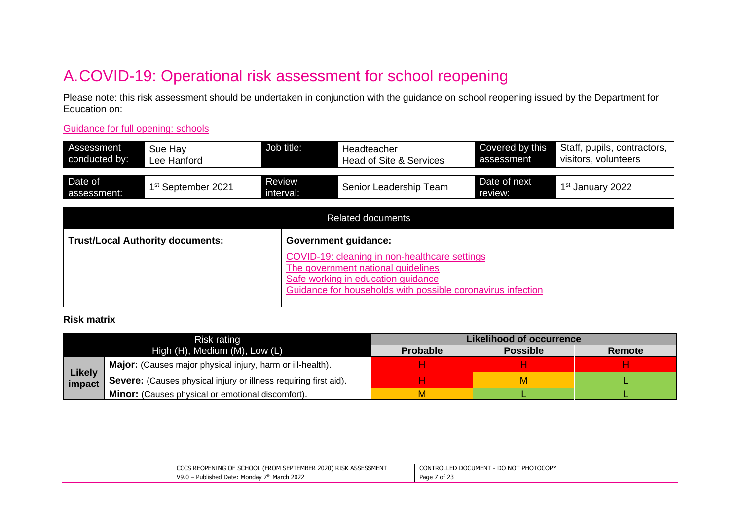# A. COVID-19: Operational risk assessment for school reopening

Please note: this risk assessment should be undertaken in conjunction with the guidance on school reopening issued by the Department for Education on:

Guidance for full opening: schools

| Assessment conducted by: | Sue Hay<br>Lee Hanford | Job title: | Headteacher<br>Head of Site & Services | Covered by this assessment | Staff, pupils, contractors, visitors, volunteers |
|---|---|---|---|---|---|
| Date of assessment: | 1st September 2021 | Review interval: | Senior Leadership Team | Date of next review: | 1st January 2022 |

| Related documents | |
|---|---|
| **Trust/Local Authority documents:** | **Government guidance:**<br>COVID-19: cleaning in non-healthcare settings<br>The government national guidelines<br>Safe working in education guidance<br>Guidance for households with possible coronavirus infection |

**Risk matrix**

| Risk rating<br>High (H), Medium (M), Low (L) | | Likelihood of occurrence | | |
|---|---|---|---|---|
| | | **Probable** | **Possible** | **Remote** |
| **Likely impact** | **Major:** (Causes major physical injury, harm or ill-health). | H | H | H |
| | **Severe:** (Causes physical injury or illness requiring first aid). | H | M | L |
| | **Minor:** (Causes physical or emotional discomfort). | M | L | L |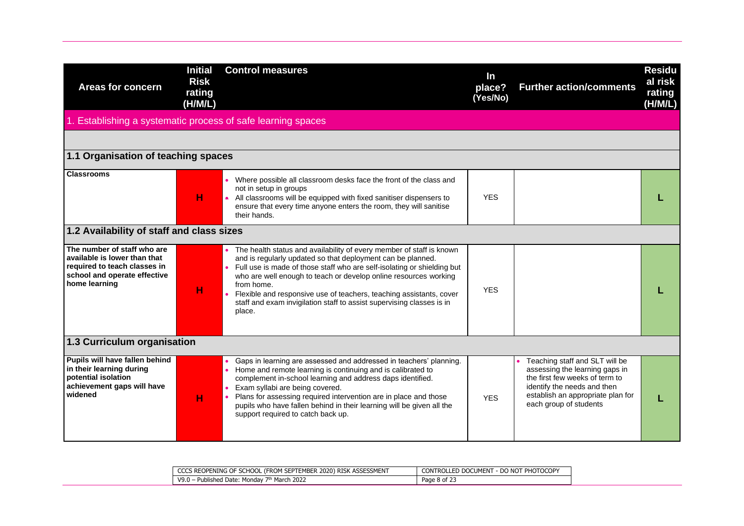| Areas for concern | Initial Risk rating (H/M/L) | Control measures | In place? (Yes/No) | Further action/comments | Residual risk rating (H/M/L) |
|---|---|---|---|---|---|
| **1. Establishing a systematic process of safe learning spaces** | | | | | |
| | | | | | |
| **1.1 Organisation of teaching spaces** | | | | | |
| **Classrooms** | H | • Where possible all classroom desks face the front of the class and not in setup in groups<br>• All classrooms will be equipped with fixed sanitiser dispensers to ensure that every time anyone enters the room, they will sanitise their hands. | YES | | L |
| **1.2 Availability of staff and class sizes** | | | | | |
| **The number of staff who are available is lower than that required to teach classes in school and operate effective home learning** | H | • The health status and availability of every member of staff is known and is regularly updated so that deployment can be planned.<br>• Full use is made of those staff who are self-isolating or shielding but who are well enough to teach or develop online resources working from home.<br>• Flexible and responsive use of teachers, teaching assistants, cover staff and exam invigilation staff to assist supervising classes is in place. | YES | | L |
| **1.3 Curriculum organisation** | | | | | |
| **Pupils will have fallen behind in their learning during potential isolation achievement gaps will have widened** | H | • Gaps in learning are assessed and addressed in teachers' planning.<br>• Home and remote learning is continuing and is calibrated to complement in-school learning and address daps identified.<br>• Exam syllabi are being covered.<br>• Plans for assessing required intervention are in place and those pupils who have fallen behind in their learning will be given all the support required to catch back up. | YES | • Teaching staff and SLT will be assessing the learning gaps in the first few weeks of term to identify the needs and then establish an appropriate plan for each group of students | L |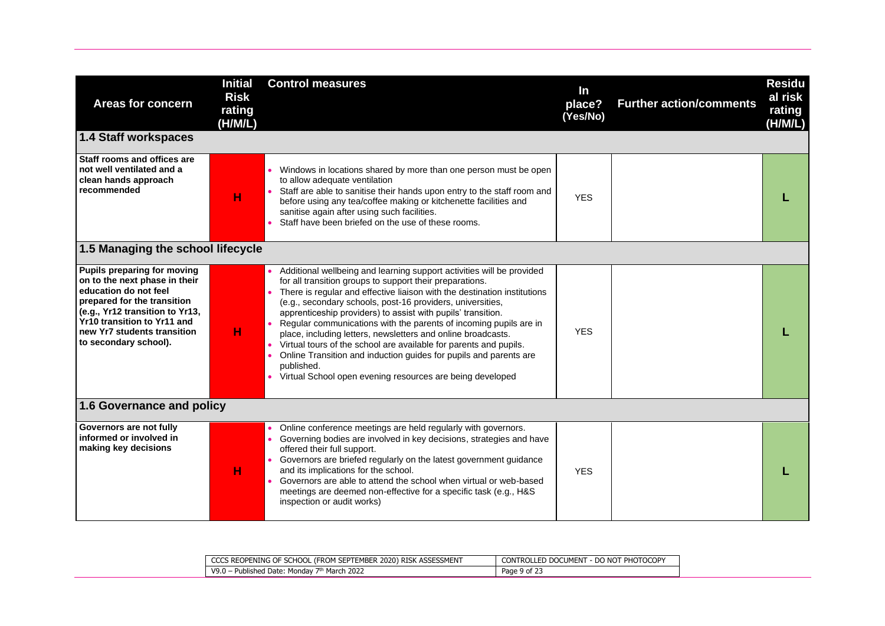| Areas for concern | Initial Risk rating (H/M/L) | Control measures | In place? (Yes/No) | Further action/comments | Residual risk rating (H/M/L) |
|---|---|---|---|---|---|
| **1.4 Staff workspaces** | | | | | |
| **Staff rooms and offices are not well ventilated and a clean hands approach recommended** | H | • Windows in locations shared by more than one person must be open to allow adequate ventilation<br>• Staff are able to sanitise their hands upon entry to the staff room and before using any tea/coffee making or kitchenette facilities and sanitise again after using such facilities.<br>• Staff have been briefed on the use of these rooms. | YES | | L |
| **1.5 Managing the school lifecycle** | | | | | |
| **Pupils preparing for moving on to the next phase in their education do not feel prepared for the transition (e.g., Yr12 transition to Yr13, Yr10 transition to Yr11 and new Yr7 students transition to secondary school).** | H | • Additional wellbeing and learning support activities will be provided for all transition groups to support their preparations.<br>• There is regular and effective liaison with the destination institutions (e.g., secondary schools, post-16 providers, universities, apprenticeship providers) to assist with pupils' transition.<br>• Regular communications with the parents of incoming pupils are in place, including letters, newsletters and online broadcasts.<br>• Virtual tours of the school are available for parents and pupils.<br>• Online Transition and induction guides for pupils and parents are published.<br>• Virtual School open evening resources are being developed | YES | | L |
| **1.6 Governance and policy** | | | | | |
| **Governors are not fully informed or involved in making key decisions** | H | • Online conference meetings are held regularly with governors.<br>• Governing bodies are involved in key decisions, strategies and have offered their full support.<br>• Governors are briefed regularly on the latest government guidance and its implications for the school.<br>• Governors are able to attend the school when virtual or web-based meetings are deemed non-effective for a specific task (e.g., H&S inspection or audit works) | YES | | L |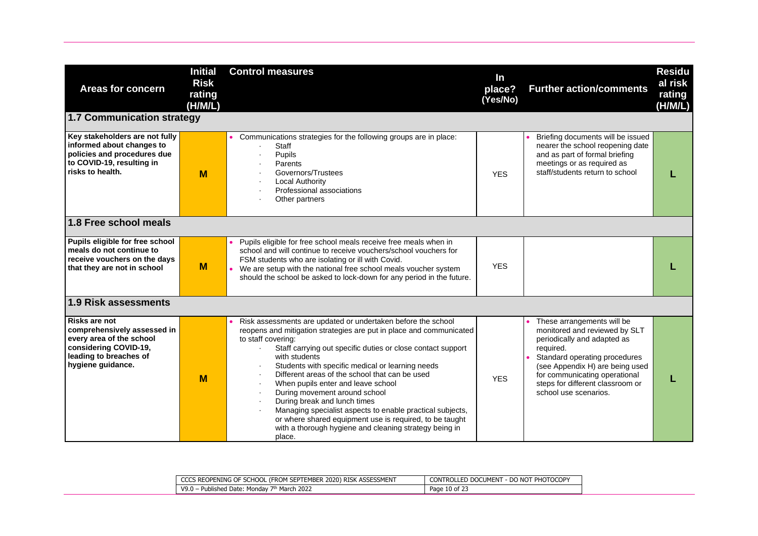| Areas for concern | Initial Risk rating (H/M/L) | Control measures | In place? (Yes/No) | Further action/comments | Residual risk rating (H/M/L) |
|---|---|---|---|---|---|
| **1.7 Communication strategy** | | | | | |
| **Key stakeholders are not fully informed about changes to policies and procedures due to COVID-19, resulting in risks to health.** | **M** | • Communications strategies for the following groups are in place:<br>· Staff<br>· Pupils<br>· Parents<br>· Governors/Trustees<br>· Local Authority<br>· Professional associations<br>· Other partners | YES | • Briefing documents will be issued nearer the school reopening date and as part of formal briefing meetings or as required as staff/students return to school | **L** |
| **1.8 Free school meals** | | | | | |
| **Pupils eligible for free school meals do not continue to receive vouchers on the days that they are not in school** | **M** | • Pupils eligible for free school meals receive free meals when in school and will continue to receive vouchers/school vouchers for FSM students who are isolating or ill with Covid.<br>• We are setup with the national free school meals voucher system should the school be asked to lock-down for any period in the future. | YES | | **L** |
| **1.9 Risk assessments** | | | | | |
| **Risks are not comprehensively assessed in every area of the school considering COVID-19, leading to breaches of hygiene guidance.** | **M** | • Risk assessments are updated or undertaken before the school reopens and mitigation strategies are put in place and communicated to staff covering:<br>· Staff carrying out specific duties or close contact support with students<br>· Students with specific medical or learning needs<br>· Different areas of the school that can be used<br>· When pupils enter and leave school<br>· During movement around school<br>· During break and lunch times<br>· Managing specialist aspects to enable practical subjects, or where shared equipment use is required, to be taught with a thorough hygiene and cleaning strategy being in place. | YES | • These arrangements will be monitored and reviewed by SLT periodically and adapted as required.<br>• Standard operating procedures (see Appendix H) are being used for communicating operational steps for different classroom or school use scenarios. | **L** |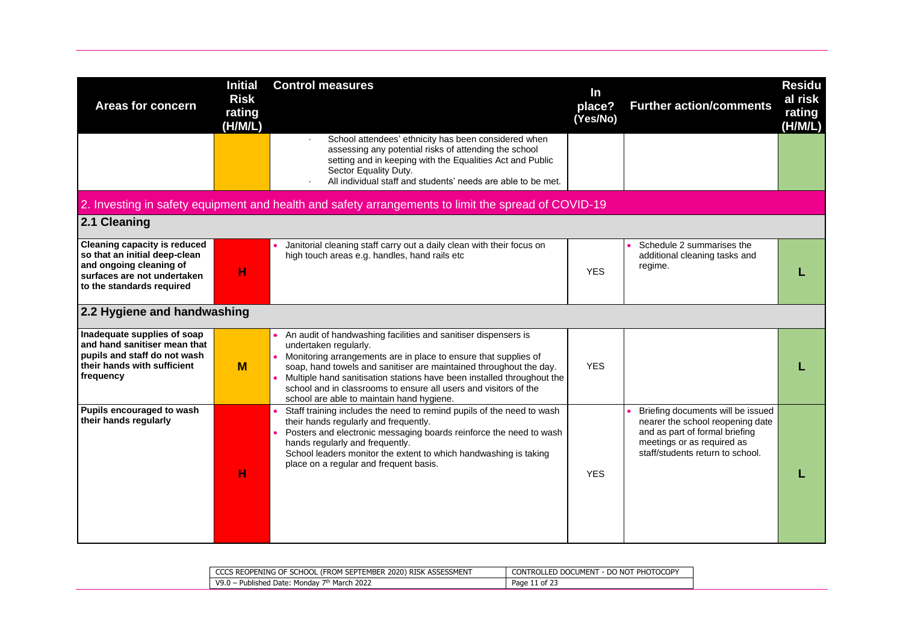| Areas for concern | Initial Risk rating (H/M/L) | Control measures | In place? (Yes/No) | Further action/comments | Residual risk rating (H/M/L) |
|---|---|---|---|---|---|
| | | · School attendees' ethnicity has been considered when assessing any potential risks of attending the school setting and in keeping with the Equalities Act and Public Sector Equality Duty.<br>· All individual staff and students' needs are able to be met. | | | |

## 2. Investing in safety equipment and health and safety arrangements to limit the spread of COVID-19

### 2.1 Cleaning

| Areas for concern | Initial Risk rating (H/M/L) | Control measures | In place? (Yes/No) | Further action/comments | Residual risk rating (H/M/L) |
|---|---|---|---|---|---|
| **Cleaning capacity is reduced so that an initial deep-clean and ongoing cleaning of surfaces are not undertaken to the standards required** | **H** | • Janitorial cleaning staff carry out a daily clean with their focus on high touch areas e.g. handles, hand rails etc | YES | • Schedule 2 summarises the additional cleaning tasks and regime. | **L** |

### 2.2 Hygiene and handwashing

| Areas for concern | Initial Risk rating (H/M/L) | Control measures | In place? (Yes/No) | Further action/comments | Residual risk rating (H/M/L) |
|---|---|---|---|---|---|
| **Inadequate supplies of soap and hand sanitiser mean that pupils and staff do not wash their hands with sufficient frequency** | **M** | • An audit of handwashing facilities and sanitiser dispensers is undertaken regularly.<br>• Monitoring arrangements are in place to ensure that supplies of soap, hand towels and sanitiser are maintained throughout the day.<br>• Multiple hand sanitisation stations have been installed throughout the school and in classrooms to ensure all users and visitors of the school are able to maintain hand hygiene. | YES | | **L** |
| **Pupils encouraged to wash their hands regularly** | **H** | • Staff training includes the need to remind pupils of the need to wash their hands regularly and frequently.<br>• Posters and electronic messaging boards reinforce the need to wash hands regularly and frequently.<br>School leaders monitor the extent to which handwashing is taking place on a regular and frequent basis. | YES | • Briefing documents will be issued nearer the school reopening date and as part of formal briefing meetings or as required as staff/students return to school. | **L** |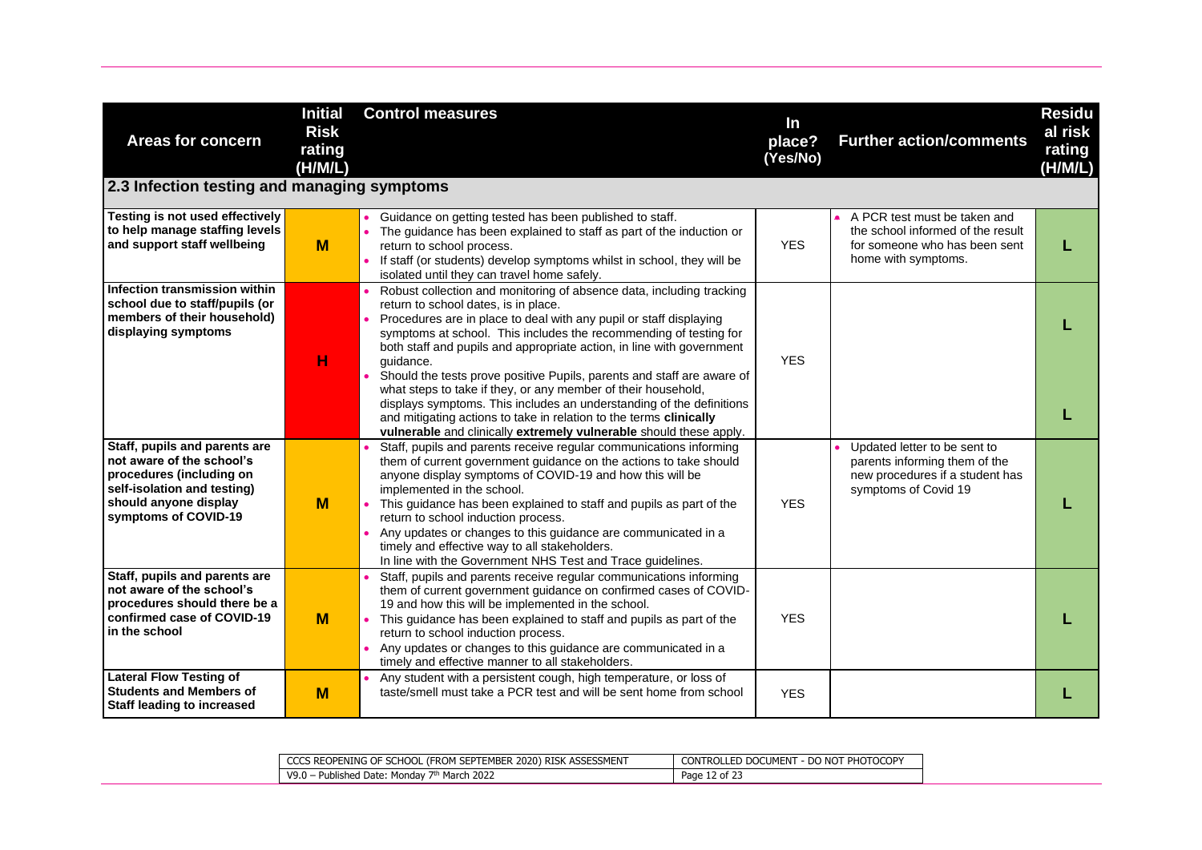| Areas for concern | Initial Risk rating (H/M/L) | Control measures | In place? (Yes/No) | Further action/comments | Residual risk rating (H/M/L) |
|---|---|---|---|---|---|
| **2.3 Infection testing and managing symptoms** | | | | | |
| **Testing is not used effectively to help manage staffing levels and support staff wellbeing** | M | • Guidance on getting tested has been published to staff.<br>• The guidance has been explained to staff as part of the induction or return to school process.<br>• If staff (or students) develop symptoms whilst in school, they will be isolated until they can travel home safely. | YES | • A PCR test must be taken and the school informed of the result for someone who has been sent home with symptoms. | L |
| **Infection transmission within school due to staff/pupils (or members of their household) displaying symptoms** | H | • Robust collection and monitoring of absence data, including tracking return to school dates, is in place.<br>• Procedures are in place to deal with any pupil or staff displaying symptoms at school. This includes the recommending of testing for both staff and pupils and appropriate action, in line with government guidance.<br>• Should the tests prove positive Pupils, parents and staff are aware of what steps to take if they, or any member of their household, displays symptoms. This includes an understanding of the definitions and mitigating actions to take in relation to the terms **clinically vulnerable** and clinically **extremely vulnerable** should these apply. | YES | | L<br>L |
| **Staff, pupils and parents are not aware of the school's procedures (including on self-isolation and testing) should anyone display symptoms of COVID-19** | M | • Staff, pupils and parents receive regular communications informing them of current government guidance on the actions to take should anyone display symptoms of COVID-19 and how this will be implemented in the school.<br>• This guidance has been explained to staff and pupils as part of the return to school induction process.<br>• Any updates or changes to this guidance are communicated in a timely and effective way to all stakeholders.<br>In line with the Government NHS Test and Trace guidelines. | YES | • Updated letter to be sent to parents informing them of the new procedures if a student has symptoms of Covid 19 | L |
| **Staff, pupils and parents are not aware of the school's procedures should there be a confirmed case of COVID-19 in the school** | M | • Staff, pupils and parents receive regular communications informing them of current government guidance on confirmed cases of COVID-19 and how this will be implemented in the school.<br>• This guidance has been explained to staff and pupils as part of the return to school induction process.<br>• Any updates or changes to this guidance are communicated in a timely and effective manner to all stakeholders. | YES | | L |
| **Lateral Flow Testing of Students and Members of Staff leading to increased** | M | • Any student with a persistent cough, high temperature, or loss of taste/smell must take a PCR test and will be sent home from school | YES | | L |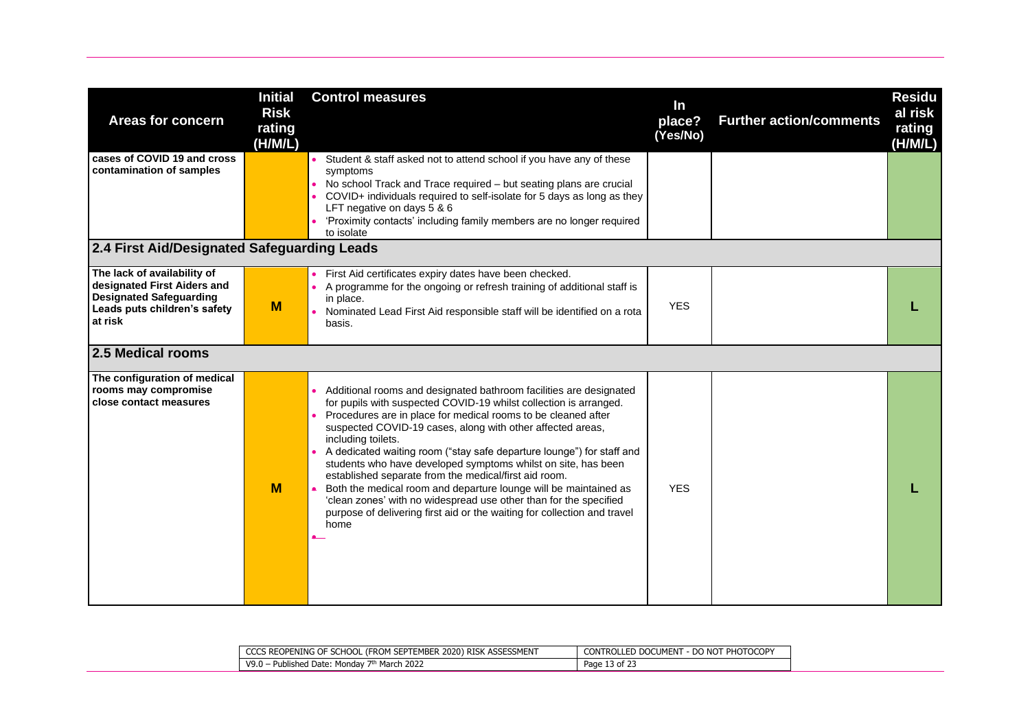| Areas for concern | Initial Risk rating (H/M/L) | Control measures | In place? (Yes/No) | Further action/comments | Residual risk rating (H/M/L) |
|---|---|---|---|---|---|
| cases of COVID 19 and cross contamination of samples | | • Student & staff asked not to attend school if you have any of these symptoms<br>• No school Track and Trace required – but seating plans are crucial<br>• COVID+ individuals required to self-isolate for 5 days as long as they LFT negative on days 5 & 6<br>• 'Proximity contacts' including family members are no longer required to isolate | | | |
| **2.4 First Aid/Designated Safeguarding Leads** | | | | | |
| The lack of availability of designated First Aiders and Designated Safeguarding Leads puts children's safety at risk | M | • First Aid certificates expiry dates have been checked.<br>• A programme for the ongoing or refresh training of additional staff is in place.<br>• Nominated Lead First Aid responsible staff will be identified on a rota basis. | YES | | L |
| **2.5 Medical rooms** | | | | | |
| The configuration of medical rooms may compromise close contact measures | M | • Additional rooms and designated bathroom facilities are designated for pupils with suspected COVID-19 whilst collection is arranged.<br>• Procedures are in place for medical rooms to be cleaned after suspected COVID-19 cases, along with other affected areas, including toilets.<br>• A dedicated waiting room ("stay safe departure lounge") for staff and students who have developed symptoms whilst on site, has been established separate from the medical/first aid room.<br>• Both the medical room and departure lounge will be maintained as 'clean zones' with no widespread use other than for the specified purpose of delivering first aid or the waiting for collection and travel home | YES | | L |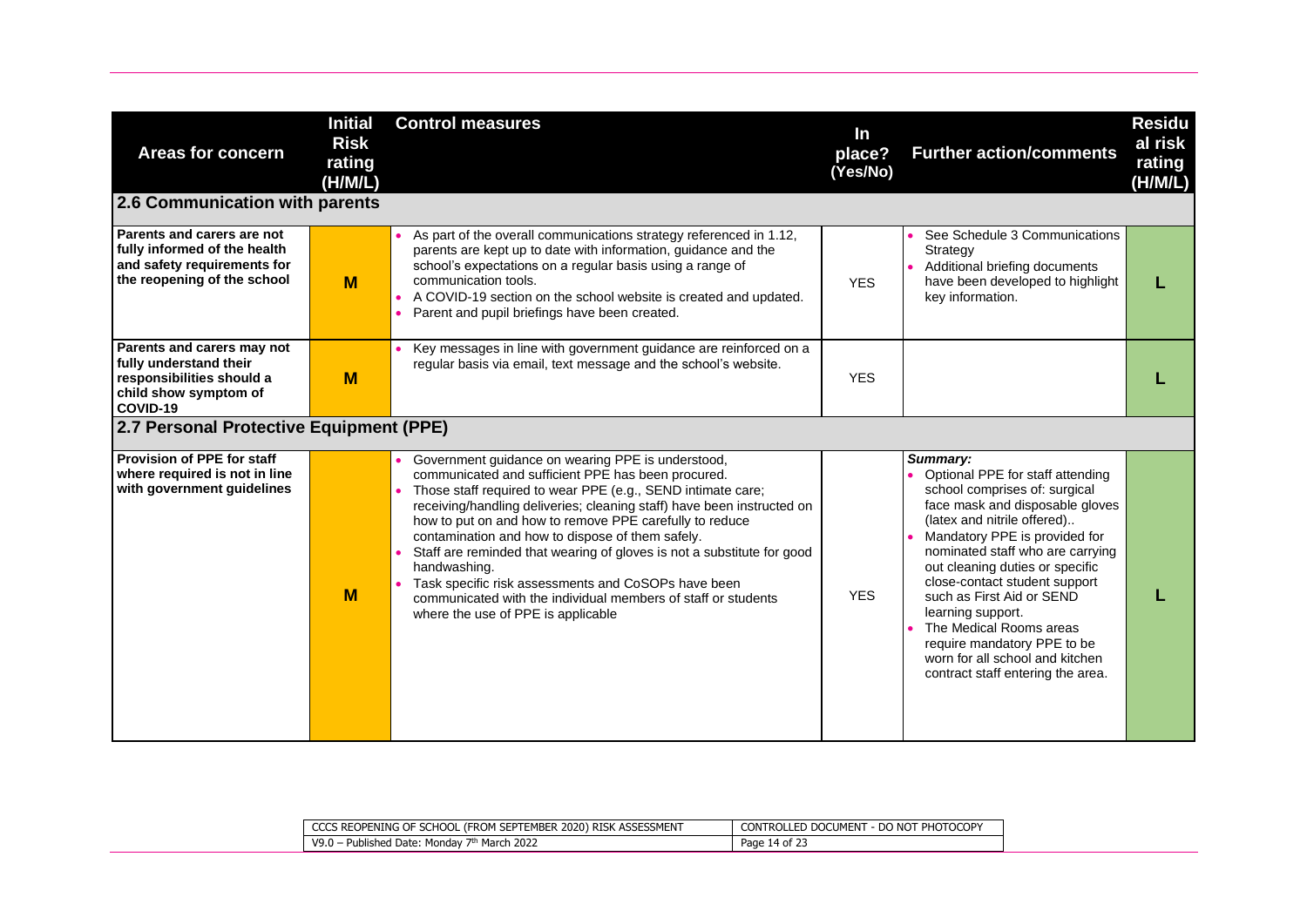| Areas for concern | Initial Risk rating (H/M/L) | Control measures | In place? (Yes/No) | Further action/comments | Residual risk rating (H/M/L) |
|---|---|---|---|---|---|
| **2.6 Communication with parents** | | | | | |
| **Parents and carers are not fully informed of the health and safety requirements for the reopening of the school** | **M** | • As part of the overall communications strategy referenced in 1.12, parents are kept up to date with information, guidance and the school's expectations on a regular basis using a range of communication tools.<br>• A COVID-19 section on the school website is created and updated.<br>• Parent and pupil briefings have been created. | YES | • See Schedule 3 Communications Strategy<br>• Additional briefing documents have been developed to highlight key information. | **L** |
| **Parents and carers may not fully understand their responsibilities should a child show symptom of COVID-19** | **M** | • Key messages in line with government guidance are reinforced on a regular basis via email, text message and the school's website. | YES | | **L** |
| **2.7 Personal Protective Equipment (PPE)** | | | | | |
| **Provision of PPE for staff where required is not in line with government guidelines** | **M** | • Government guidance on wearing PPE is understood, communicated and sufficient PPE has been procured.<br>• Those staff required to wear PPE (e.g., SEND intimate care; receiving/handling deliveries; cleaning staff) have been instructed on how to put on and how to remove PPE carefully to reduce contamination and how to dispose of them safely.<br>• Staff are reminded that wearing of gloves is not a substitute for good handwashing.<br>• Task specific risk assessments and CoSOPs have been communicated with the individual members of staff or students where the use of PPE is applicable | YES | ***Summary:***<br>• Optional PPE for staff attending school comprises of: surgical face mask and disposable gloves (latex and nitrile offered)..<br>• Mandatory PPE is provided for nominated staff who are carrying out cleaning duties or specific close-contact student support such as First Aid or SEND learning support.<br>• The Medical Rooms areas require mandatory PPE to be worn for all school and kitchen contract staff entering the area. | **L** |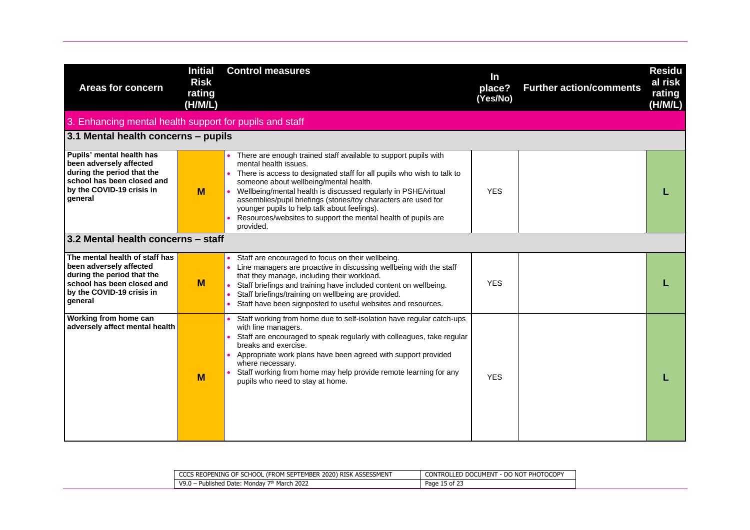| Areas for concern | Initial Risk rating (H/M/L) | Control measures | In place? (Yes/No) | Further action/comments | Residual risk rating (H/M/L) |
|---|---|---|---|---|---|
| **3. Enhancing mental health support for pupils and staff** | | | | | |
| **3.1 Mental health concerns – pupils** | | | | | |
| **Pupils' mental health has been adversely affected during the period that the school has been closed and by the COVID-19 crisis in general** | **M** | • There are enough trained staff available to support pupils with mental health issues.<br>• There is access to designated staff for all pupils who wish to talk to someone about wellbeing/mental health.<br>• Wellbeing/mental health is discussed regularly in PSHE/virtual assemblies/pupil briefings (stories/toy characters are used for younger pupils to help talk about feelings).<br>• Resources/websites to support the mental health of pupils are provided. | YES | | **L** |
| **3.2 Mental health concerns – staff** | | | | | |
| **The mental health of staff has been adversely affected during the period that the school has been closed and by the COVID-19 crisis in general** | **M** | • Staff are encouraged to focus on their wellbeing.<br>• Line managers are proactive in discussing wellbeing with the staff that they manage, including their workload.<br>• Staff briefings and training have included content on wellbeing.<br>• Staff briefings/training on wellbeing are provided.<br>• Staff have been signposted to useful websites and resources. | YES | | **L** |
| **Working from home can adversely affect mental health** | **M** | • Staff working from home due to self-isolation have regular catch-ups with line managers.<br>• Staff are encouraged to speak regularly with colleagues, take regular breaks and exercise.<br>• Appropriate work plans have been agreed with support provided where necessary.<br>• Staff working from home may help provide remote learning for any pupils who need to stay at home. | YES | | **L** |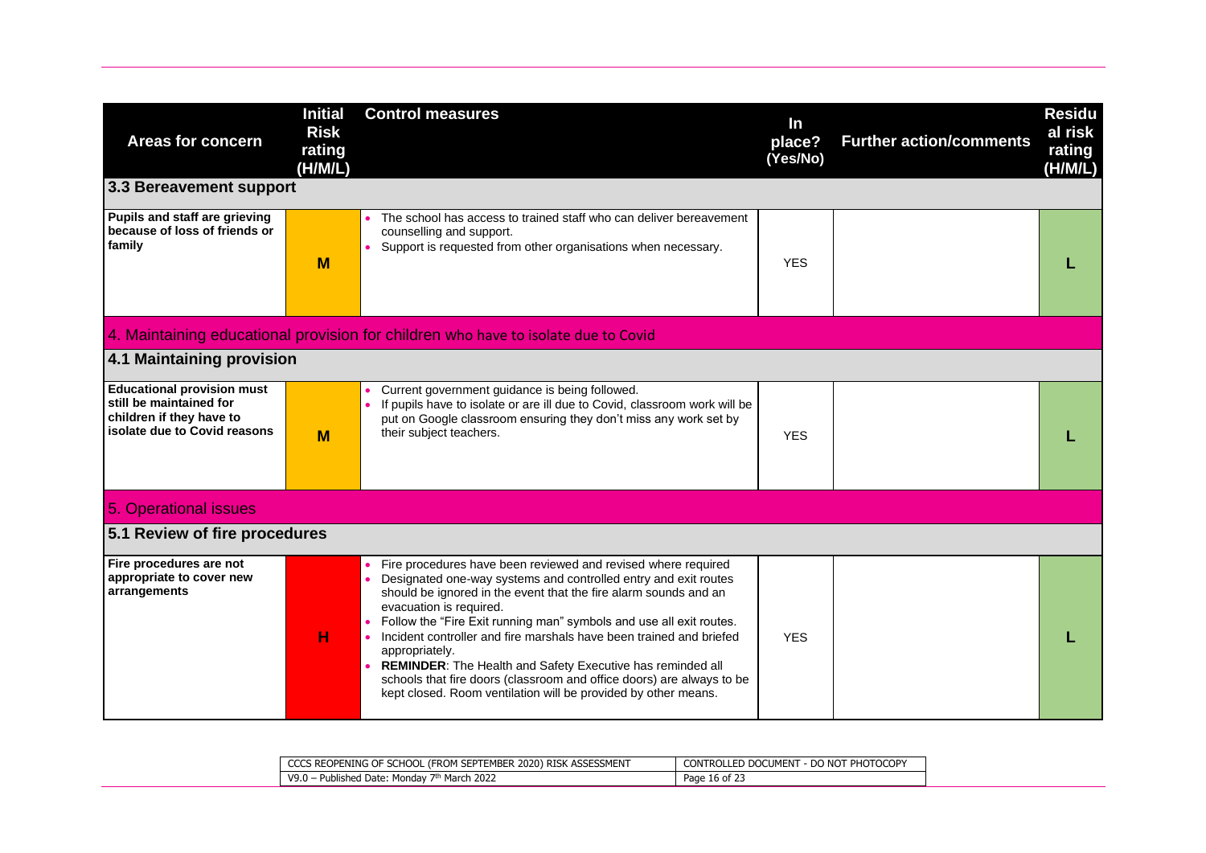| Areas for concern | Initial Risk rating (H/M/L) | Control measures | In place? (Yes/No) | Further action/comments | Residual risk rating (H/M/L) |
|---|---|---|---|---|---|
| **3.3 Bereavement support** | | | | | |
| **Pupils and staff are grieving because of loss of friends or family** | **M** | • The school has access to trained staff who can deliver bereavement counselling and support.<br>• Support is requested from other organisations when necessary. | YES | | **L** |
| 4. Maintaining educational provision for children who have to isolate due to Covid | | | | | |
| **4.1 Maintaining provision** | | | | | |
| **Educational provision must still be maintained for children if they have to isolate due to Covid reasons** | **M** | • Current government guidance is being followed.<br>• If pupils have to isolate or are ill due to Covid, classroom work will be put on Google classroom ensuring they don't miss any work set by their subject teachers. | YES | | **L** |
| 5. Operational issues | | | | | |
| **5.1 Review of fire procedures** | | | | | |
| **Fire procedures are not appropriate to cover new arrangements** | **H** | • Fire procedures have been reviewed and revised where required<br>• Designated one-way systems and controlled entry and exit routes should be ignored in the event that the fire alarm sounds and an evacuation is required.<br>• Follow the "Fire Exit running man" symbols and use all exit routes.<br>• Incident controller and fire marshals have been trained and briefed appropriately.<br>• **REMINDER**: The Health and Safety Executive has reminded all schools that fire doors (classroom and office doors) are always to be kept closed. Room ventilation will be provided by other means. | YES | | **L** |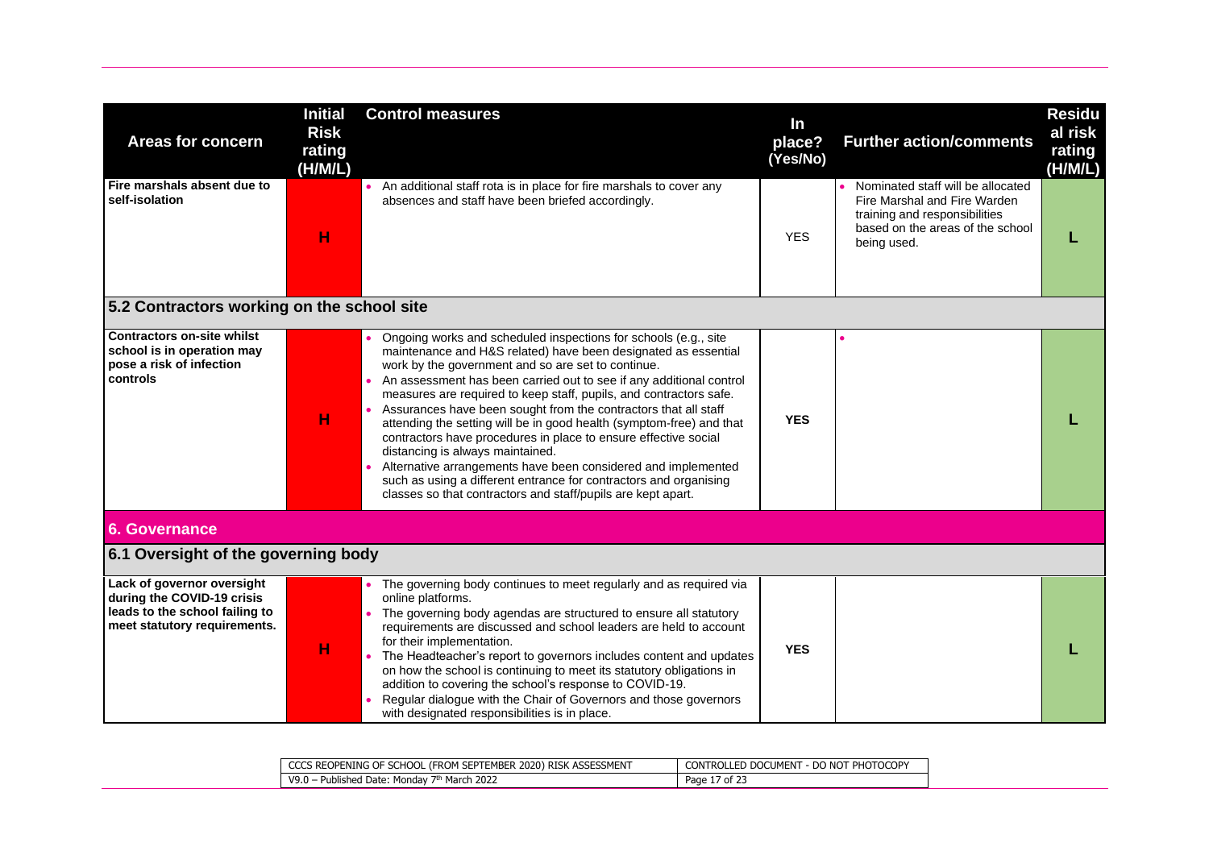| Areas for concern | Initial Risk rating (H/M/L) | Control measures | In place? (Yes/No) | Further action/comments | Residual risk rating (H/M/L) |
|---|---|---|---|---|---|
| **Fire marshals absent due to self-isolation** | H | • An additional staff rota is in place for fire marshals to cover any absences and staff have been briefed accordingly. | YES | • Nominated staff will be allocated Fire Marshal and Fire Warden training and responsibilities based on the areas of the school being used. | L |
| **5.2 Contractors working on the school site** | | | | | |
| **Contractors on-site whilst school is in operation may pose a risk of infection controls** | H | • Ongoing works and scheduled inspections for schools (e.g., site maintenance and H&S related) have been designated as essential work by the government and so are set to continue.<br>• An assessment has been carried out to see if any additional control measures are required to keep staff, pupils, and contractors safe.<br>• Assurances have been sought from the contractors that all staff attending the setting will be in good health (symptom-free) and that contractors have procedures in place to ensure effective social distancing is always maintained.<br>• Alternative arrangements have been considered and implemented such as using a different entrance for contractors and organising classes so that contractors and staff/pupils are kept apart. | **YES** | • | L |
| **6. Governance** | | | | | |
| **6.1 Oversight of the governing body** | | | | | |
| **Lack of governor oversight during the COVID-19 crisis leads to the school failing to meet statutory requirements.** | H | • The governing body continues to meet regularly and as required via online platforms.<br>• The governing body agendas are structured to ensure all statutory requirements are discussed and school leaders are held to account for their implementation.<br>• The Headteacher's report to governors includes content and updates on how the school is continuing to meet its statutory obligations in addition to covering the school's response to COVID-19.<br>• Regular dialogue with the Chair of Governors and those governors with designated responsibilities is in place. | **YES** | | L |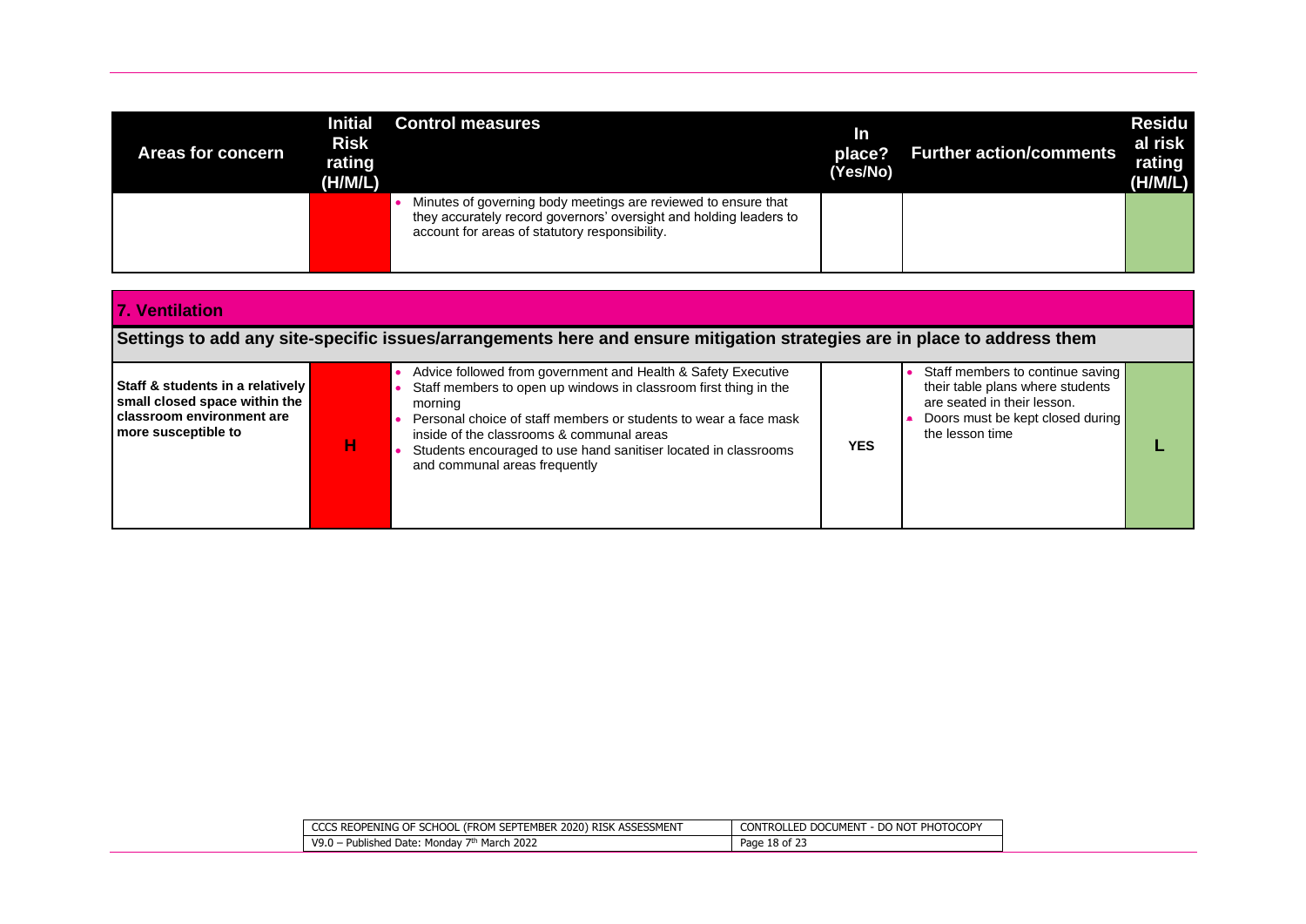| Areas for concern | Initial Risk rating (H/M/L) | Control measures | In place? (Yes/No) | Further action/comments | Residual risk rating (H/M/L) |
|---|---|---|---|---|---|
| | | • Minutes of governing body meetings are reviewed to ensure that they accurately record governors' oversight and holding leaders to account for areas of statutory responsibility. | | | |

| 7. Ventilation | | | | | |
|---|---|---|---|---|---|
| **Settings to add any site-specific issues/arrangements here and ensure mitigation strategies are in place to address them** | | | | | |
| **Staff & students in a relatively small closed space within the classroom environment are more susceptible to** | H | • Advice followed from government and Health & Safety Executive<br>• Staff members to open up windows in classroom first thing in the morning<br>• Personal choice of staff members or students to wear a face mask inside of the classrooms & communal areas<br>• Students encouraged to use hand sanitiser located in classrooms and communal areas frequently | YES | • Staff members to continue saving their table plans where students are seated in their lesson.<br>• Doors must be kept closed during the lesson time | L |

CCCS REOPENING OF SCHOOL (FROM SEPTEMBER 2020) RISK ASSESSMENT | CONTROLLED DOCUMENT - DO NOT PHOTOCOPY
V9.0 – Published Date: Monday 7th March 2022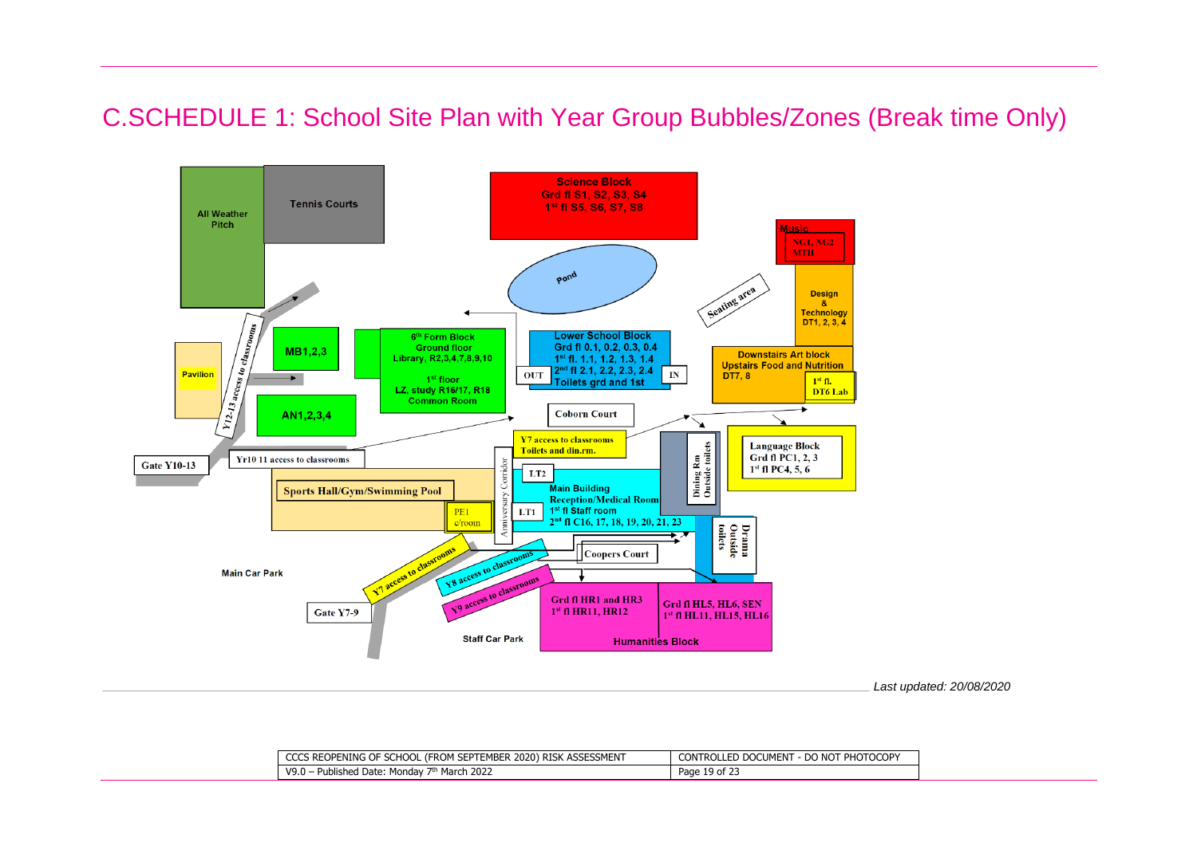# C.SCHEDULE 1: School Site Plan with Year Group Bubbles/Zones (Break time Only)

All Weather Pitch

Tennis Courts

Science Block
Grd fl S1, S2, S3, S4
1st fl S5, S6, S7, S8

Music
NG1, NG2
MTH

Pond

Seating area

Design & Technology
DT1, 2, 3, 4

Y12-13 access to classrooms

MB1,2,3

6th Form Block
Ground floor
Library, R2,3,4,7,8,9,10
1st floor
LZ, study R16/17, R18
Common Room

Lower School Block
Grd fl 0.1, 0.2, 0.3, 0.4
1st fl. 1.1, 1.2, 1.3, 1.4
2nd fl 2.1, 2.2, 2.3, 2.4
Toilets grd and 1st

OUT

IN

Downstairs Art block
Upstairs Food and Nutrition
DT7, 8

1st fl.
DT6 Lab

Pavilion

AN1,2,3,4

Coborn Court

Y7 access to classrooms
Toilets and din.rm.

Dining Rm
Outside toilets

Language Block
Grd fl PC1, 2, 3
1st fl PC4, 5, 6

Gate Y10-13

Yr10 11 access to classrooms

Sports Hall/Gym/Swimming Pool

PE1
c/room

Anniversary Corridor

LT2

LT1

Main Building
Reception/Medical Room
1st fl Staff room
2nd fl C16, 17, 18, 19, 20, 21, 23

Drama
Outside toilets

Coopers Court

Main Car Park

Y7 access to classrooms

Y8 access to classrooms

Y9 access to classrooms

Gate Y7-9

Grd fl HR1 and HR3
1st fl HR11, HR12

Grd fl HL5, HL6, SEN
1st fl HL11, HL15, HL16

Humanities Block

Staff Car Park

*Last updated: 20/08/2020*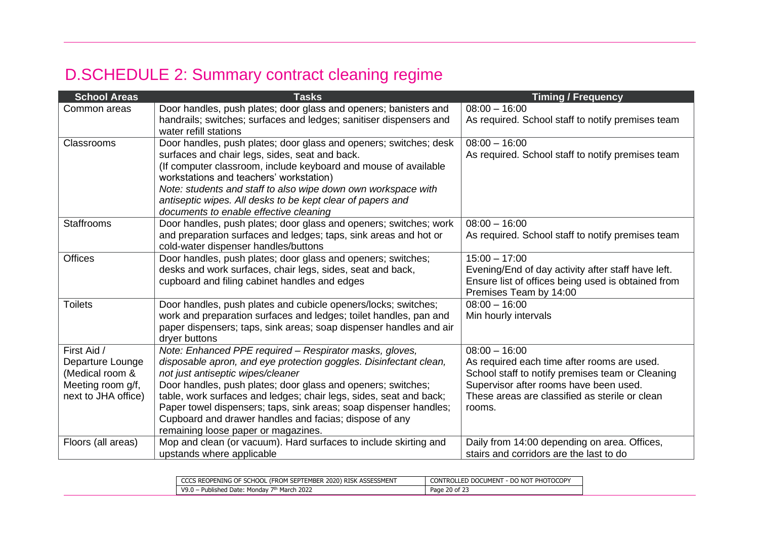# D.SCHEDULE 2: Summary contract cleaning regime

| School Areas | Tasks | Timing / Frequency |
| --- | --- | --- |
| Common areas | Door handles, push plates; door glass and openers; banisters and handrails; switches; surfaces and ledges; sanitiser dispensers and water refill stations | 08:00 – 16:00<br>As required. School staff to notify premises team |
| Classrooms | Door handles, push plates; door glass and openers; switches; desk surfaces and chair legs, sides, seat and back.<br>(If computer classroom, include keyboard and mouse of available workstations and teachers' workstation)<br>*Note: students and staff to also wipe down own workspace with antiseptic wipes. All desks to be kept clear of papers and documents to enable effective cleaning* | 08:00 – 16:00<br>As required. School staff to notify premises team |
| Staffrooms | Door handles, push plates; door glass and openers; switches; work and preparation surfaces and ledges; taps, sink areas and hot or cold-water dispenser handles/buttons | 08:00 – 16:00<br>As required. School staff to notify premises team |
| Offices | Door handles, push plates; door glass and openers; switches; desks and work surfaces, chair legs, sides, seat and back, cupboard and filing cabinet handles and edges | 15:00 – 17:00<br>Evening/End of day activity after staff have left. Ensure list of offices being used is obtained from Premises Team by 14:00 |
| Toilets | Door handles, push plates and cubicle openers/locks; switches; work and preparation surfaces and ledges; toilet handles, pan and paper dispensers; taps, sink areas; soap dispenser handles and air dryer buttons | 08:00 – 16:00<br>Min hourly intervals |
| First Aid / Departure Lounge (Medical room & Meeting room g/f, next to JHA office) | *Note: Enhanced PPE required – Respirator masks, gloves, disposable apron, and eye protection goggles. Disinfectant clean, not just antiseptic wipes/cleaner*<br>Door handles, push plates; door glass and openers; switches; table, work surfaces and ledges; chair legs, sides, seat and back; Paper towel dispensers; taps, sink areas; soap dispenser handles; Cupboard and drawer handles and facias; dispose of any remaining loose paper or magazines. | 08:00 – 16:00<br>As required each time after rooms are used. School staff to notify premises team or Cleaning Supervisor after rooms have been used. These areas are classified as sterile or clean rooms. |
| Floors (all areas) | Mop and clean (or vacuum). Hard surfaces to include skirting and upstands where applicable | Daily from 14:00 depending on area. Offices, stairs and corridors are the last to do |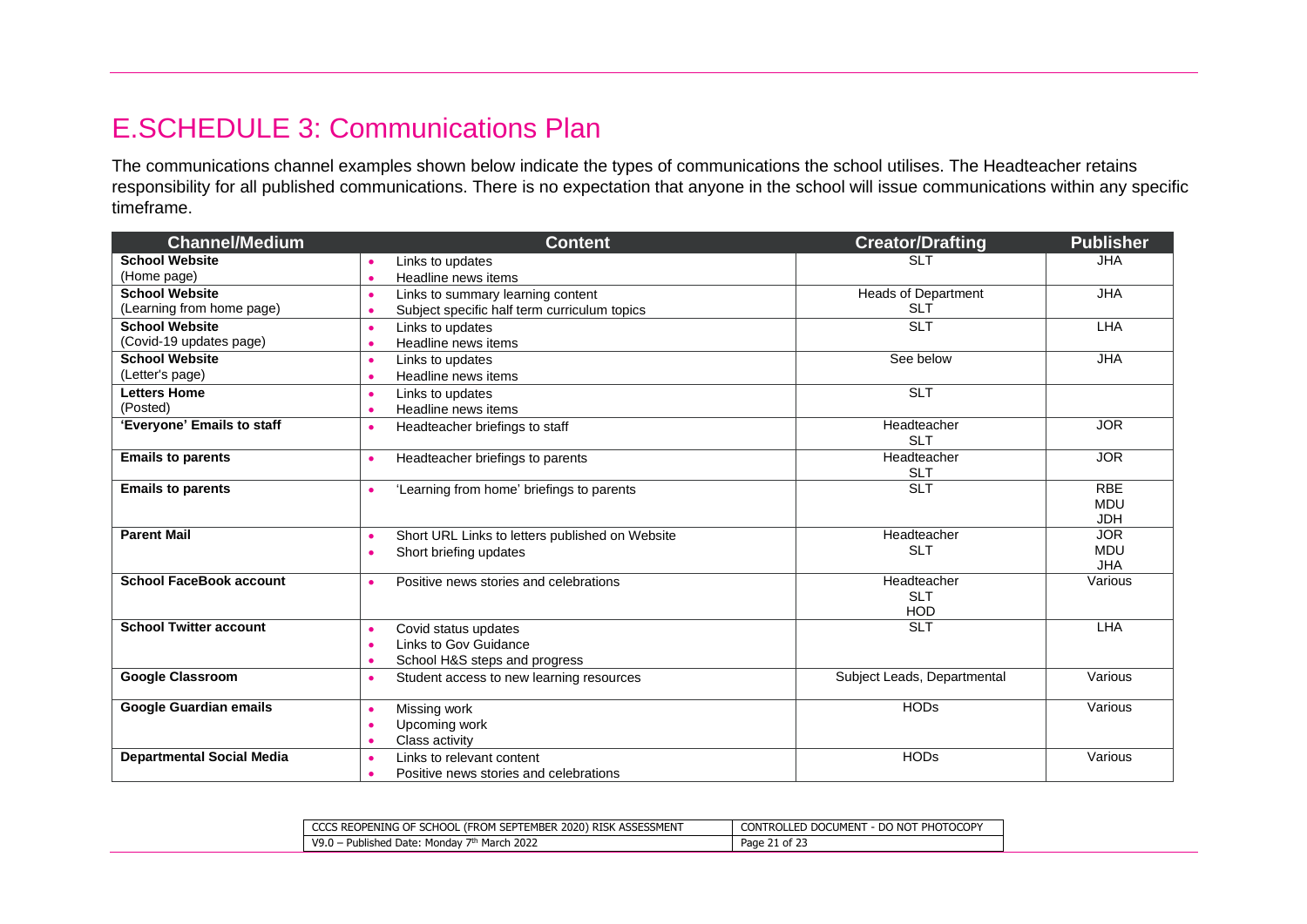# E.SCHEDULE 3: Communications Plan

The communications channel examples shown below indicate the types of communications the school utilises. The Headteacher retains responsibility for all published communications. There is no expectation that anyone in the school will issue communications within any specific timeframe.

| Channel/Medium | Content | Creator/Drafting | Publisher |
|---|---|---|---|
| **School Website** (Home page) | • Links to updates<br>• Headline news items | SLT | JHA |
| **School Website** (Learning from home page) | • Links to summary learning content<br>• Subject specific half term curriculum topics | Heads of Department<br>SLT | JHA |
| **School Website** (Covid-19 updates page) | • Links to updates<br>• Headline news items | SLT | LHA |
| **School Website** (Letter's page) | • Links to updates<br>• Headline news items | See below | JHA |
| **Letters Home** (Posted) | • Links to updates<br>• Headline news items | SLT | |
| **'Everyone' Emails to staff** | • Headteacher briefings to staff | Headteacher<br>SLT | JOR |
| **Emails to parents** | • Headteacher briefings to parents | Headteacher<br>SLT | JOR |
| **Emails to parents** | • 'Learning from home' briefings to parents | SLT | RBE<br>MDU<br>JDH |
| **Parent Mail** | • Short URL Links to letters published on Website<br>• Short briefing updates | Headteacher<br>SLT | JOR<br>MDU<br>JHA |
| **School FaceBook account** | • Positive news stories and celebrations | Headteacher<br>SLT<br>HOD | Various |
| **School Twitter account** | • Covid status updates<br>• Links to Gov Guidance<br>• School H&S steps and progress | SLT | LHA |
| **Google Classroom** | • Student access to new learning resources | Subject Leads, Departmental | Various |
| **Google Guardian emails** | • Missing work<br>• Upcoming work<br>• Class activity | HODs | Various |
| **Departmental Social Media** | • Links to relevant content<br>• Positive news stories and celebrations | HODs | Various |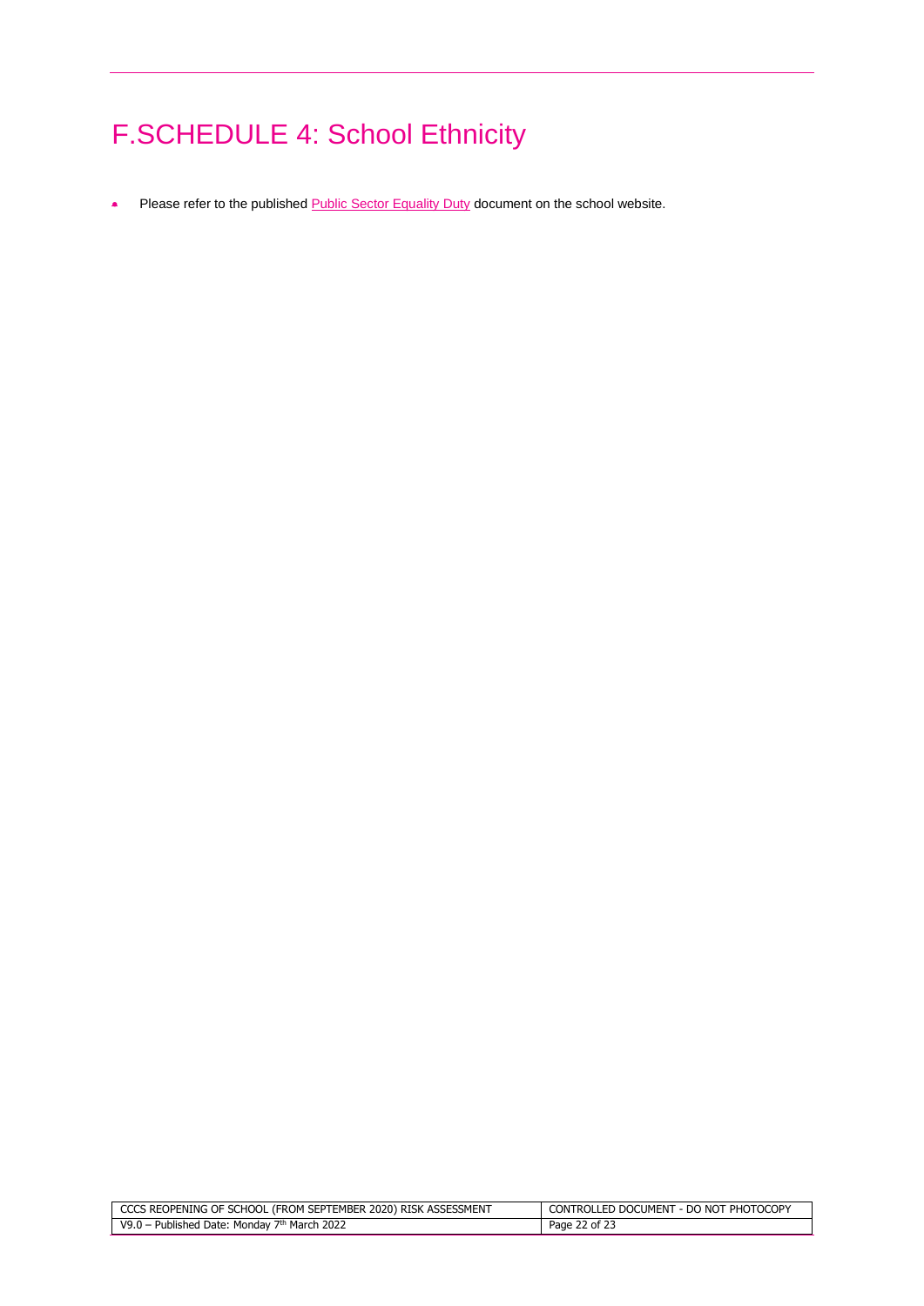# F.SCHEDULE 4: School Ethnicity

- Please refer to the published Public Sector Equality Duty document on the school website.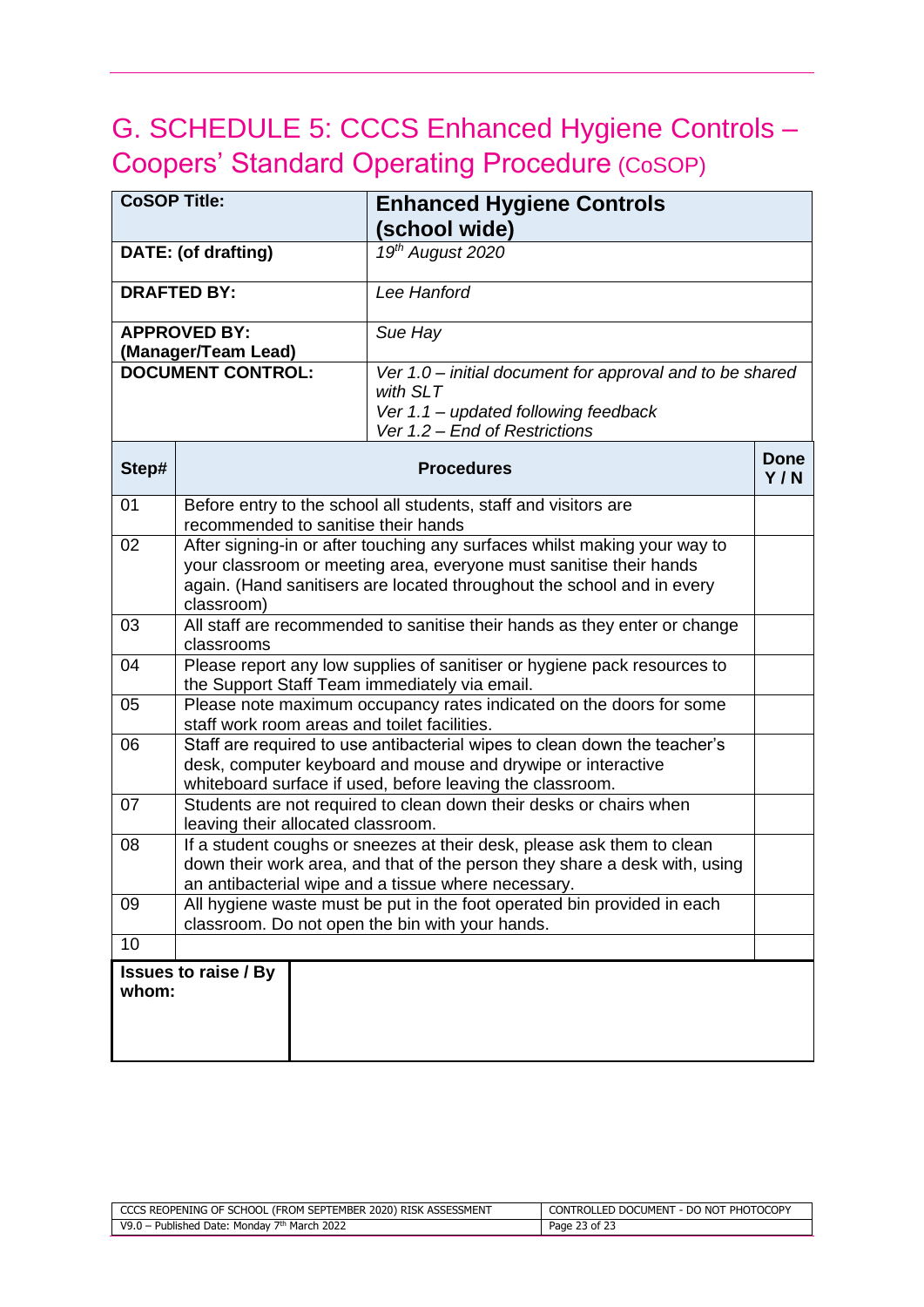## G. SCHEDULE 5: CCCS Enhanced Hygiene Controls – Coopers' Standard Operating Procedure (CoSOP)

| | |
|---|---|
| **CoSOP Title:** | **Enhanced Hygiene Controls (school wide)** |
| **DATE: (of drafting)** | *19th August 2020* |
| **DRAFTED BY:** | *Lee Hanford* |
| **APPROVED BY: (Manager/Team Lead)** | *Sue Hay* |
| **DOCUMENT CONTROL:** | *Ver 1.0 – initial document for approval and to be shared with SLT*<br>*Ver 1.1 – updated following feedback*<br>*Ver 1.2 – End of Restrictions* |

| Step# | Procedures | Done Y / N |
|---|---|---|
| 01 | Before entry to the school all students, staff and visitors are recommended to sanitise their hands | |
| 02 | After signing-in or after touching any surfaces whilst making your way to your classroom or meeting area, everyone must sanitise their hands again. (Hand sanitisers are located throughout the school and in every classroom) | |
| 03 | All staff are recommended to sanitise their hands as they enter or change classrooms | |
| 04 | Please report any low supplies of sanitiser or hygiene pack resources to the Support Staff Team immediately via email. | |
| 05 | Please note maximum occupancy rates indicated on the doors for some staff work room areas and toilet facilities. | |
| 06 | Staff are required to use antibacterial wipes to clean down the teacher's desk, computer keyboard and mouse and drywipe or interactive whiteboard surface if used, before leaving the classroom. | |
| 07 | Students are not required to clean down their desks or chairs when leaving their allocated classroom. | |
| 08 | If a student coughs or sneezes at their desk, please ask them to clean down their work area, and that of the person they share a desk with, using an antibacterial wipe and a tissue where necessary. | |
| 09 | All hygiene waste must be put in the foot operated bin provided in each classroom. Do not open the bin with your hands. | |
| 10 | | |

| | |
|---|---|
| **Issues to raise / By whom:** | |